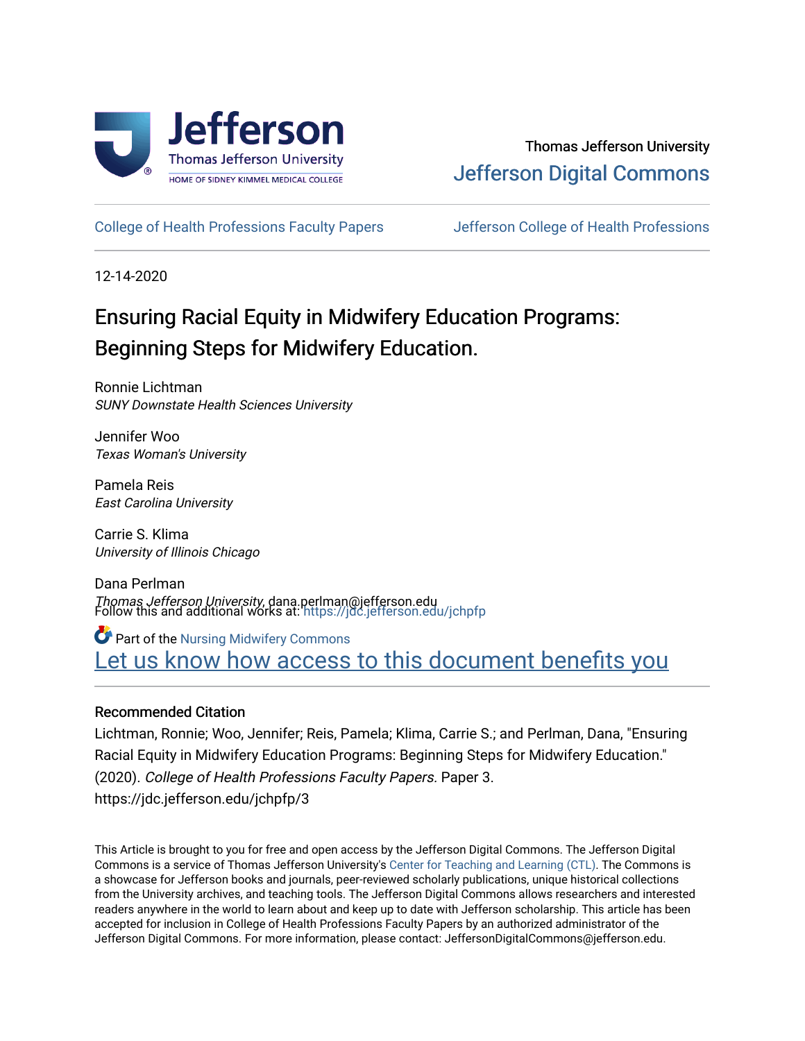Thomas Jefferson University

Jefferson Digital Commons

College of Health Professions Faculty Papers

Jefferson College of Health Professions

12-14-2020

# Ensuring Racial Equity in Midwifery Education Programs: Beginning Steps for Midwifery Education.

Ronnie Lichtman
*SUNY Downstate Health Sciences University*

Jennifer Woo
*Texas Woman's University*

Pamela Reis
*East Carolina University*

Carrie S. Klima
*University of Illinois Chicago*

Dana Perlman
*Thomas Jefferson University*, dana.perlman@jefferson.edu

Follow this and additional works at: https://jdc.jefferson.edu/jchpfp

Part of the Nursing Midwifery Commons

Let us know how access to this document benefits you

### Recommended Citation

Lichtman, Ronnie; Woo, Jennifer; Reis, Pamela; Klima, Carrie S.; and Perlman, Dana, "Ensuring Racial Equity in Midwifery Education Programs: Beginning Steps for Midwifery Education." (2020). *College of Health Professions Faculty Papers.* Paper 3.
https://jdc.jefferson.edu/jchpfp/3

This Article is brought to you for free and open access by the Jefferson Digital Commons. The Jefferson Digital Commons is a service of Thomas Jefferson University's Center for Teaching and Learning (CTL). The Commons is a showcase for Jefferson books and journals, peer-reviewed scholarly publications, unique historical collections from the University archives, and teaching tools. The Jefferson Digital Commons allows researchers and interested readers anywhere in the world to learn about and keep up to date with Jefferson scholarship. This article has been accepted for inclusion in College of Health Professions Faculty Papers by an authorized administrator of the Jefferson Digital Commons. For more information, please contact: JeffersonDigitalCommons@jefferson.edu.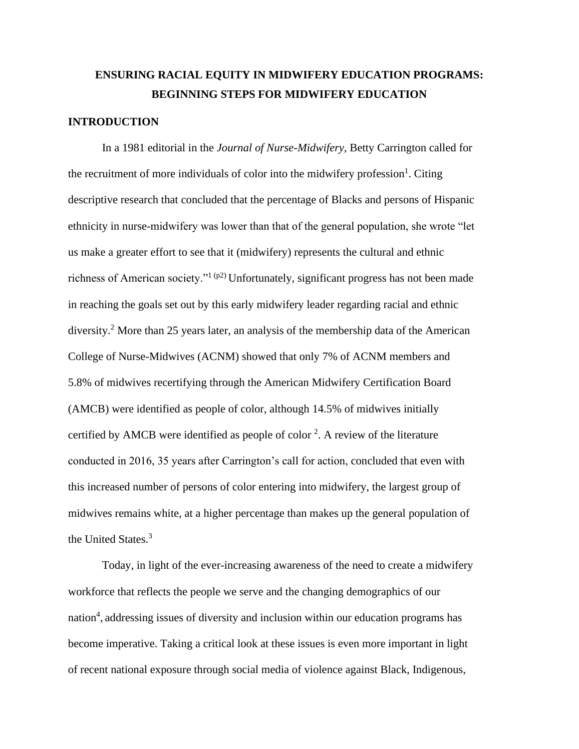**ENSURING RACIAL EQUITY IN MIDWIFERY EDUCATION PROGRAMS: BEGINNING STEPS FOR MIDWIFERY EDUCATION**

## INTRODUCTION

In a 1981 editorial in the *Journal of Nurse-Midwifery*, Betty Carrington called for the recruitment of more individuals of color into the midwifery profession[1]. Citing descriptive research that concluded that the percentage of Blacks and persons of Hispanic ethnicity in nurse-midwifery was lower than that of the general population, she wrote "let us make a greater effort to see that it (midwifery) represents the cultural and ethnic richness of American society."[1 (p2)] Unfortunately, significant progress has not been made in reaching the goals set out by this early midwifery leader regarding racial and ethnic diversity.[2] More than 25 years later, an analysis of the membership data of the American College of Nurse-Midwives (ACNM) showed that only 7% of ACNM members and 5.8% of midwives recertifying through the American Midwifery Certification Board (AMCB) were identified as people of color, although 14.5% of midwives initially certified by AMCB were identified as people of color [2]. A review of the literature conducted in 2016, 35 years after Carrington's call for action, concluded that even with this increased number of persons of color entering into midwifery, the largest group of midwives remains white, at a higher percentage than makes up the general population of the United States.[3]

Today, in light of the ever-increasing awareness of the need to create a midwifery workforce that reflects the people we serve and the changing demographics of our nation[4], addressing issues of diversity and inclusion within our education programs has become imperative. Taking a critical look at these issues is even more important in light of recent national exposure through social media of violence against Black, Indigenous,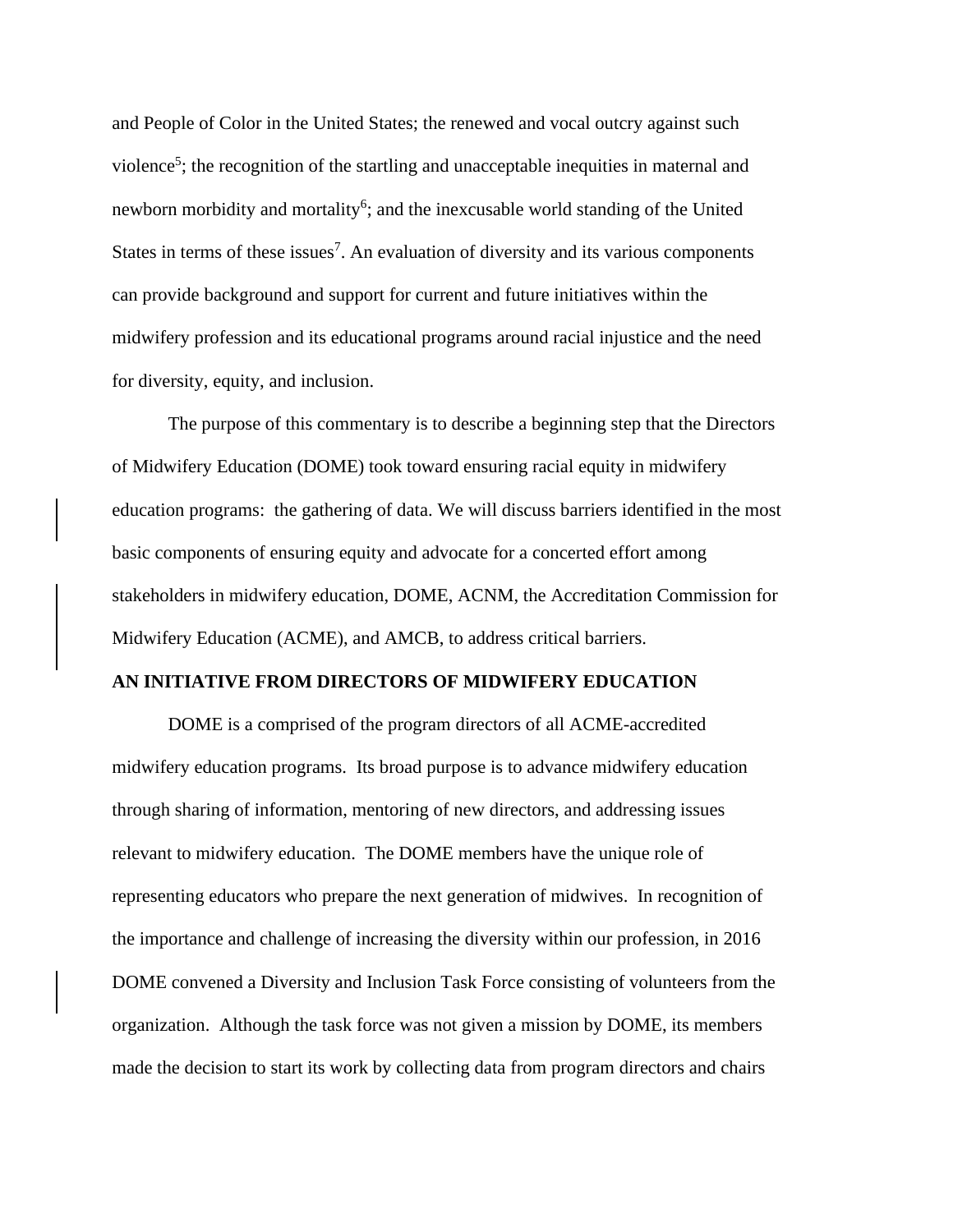and People of Color in the United States; the renewed and vocal outcry against such violence[5]; the recognition of the startling and unacceptable inequities in maternal and newborn morbidity and mortality[6]; and the inexcusable world standing of the United States in terms of these issues[7]. An evaluation of diversity and its various components can provide background and support for current and future initiatives within the midwifery profession and its educational programs around racial injustice and the need for diversity, equity, and inclusion.

The purpose of this commentary is to describe a beginning step that the Directors of Midwifery Education (DOME) took toward ensuring racial equity in midwifery education programs: the gathering of data. We will discuss barriers identified in the most basic components of ensuring equity and advocate for a concerted effort among stakeholders in midwifery education, DOME, ACNM, the Accreditation Commission for Midwifery Education (ACME), and AMCB, to address critical barriers.

## AN INITIATIVE FROM DIRECTORS OF MIDWIFERY EDUCATION

DOME is a comprised of the program directors of all ACME-accredited midwifery education programs. Its broad purpose is to advance midwifery education through sharing of information, mentoring of new directors, and addressing issues relevant to midwifery education. The DOME members have the unique role of representing educators who prepare the next generation of midwives. In recognition of the importance and challenge of increasing the diversity within our profession, in 2016 DOME convened a Diversity and Inclusion Task Force consisting of volunteers from the organization. Although the task force was not given a mission by DOME, its members made the decision to start its work by collecting data from program directors and chairs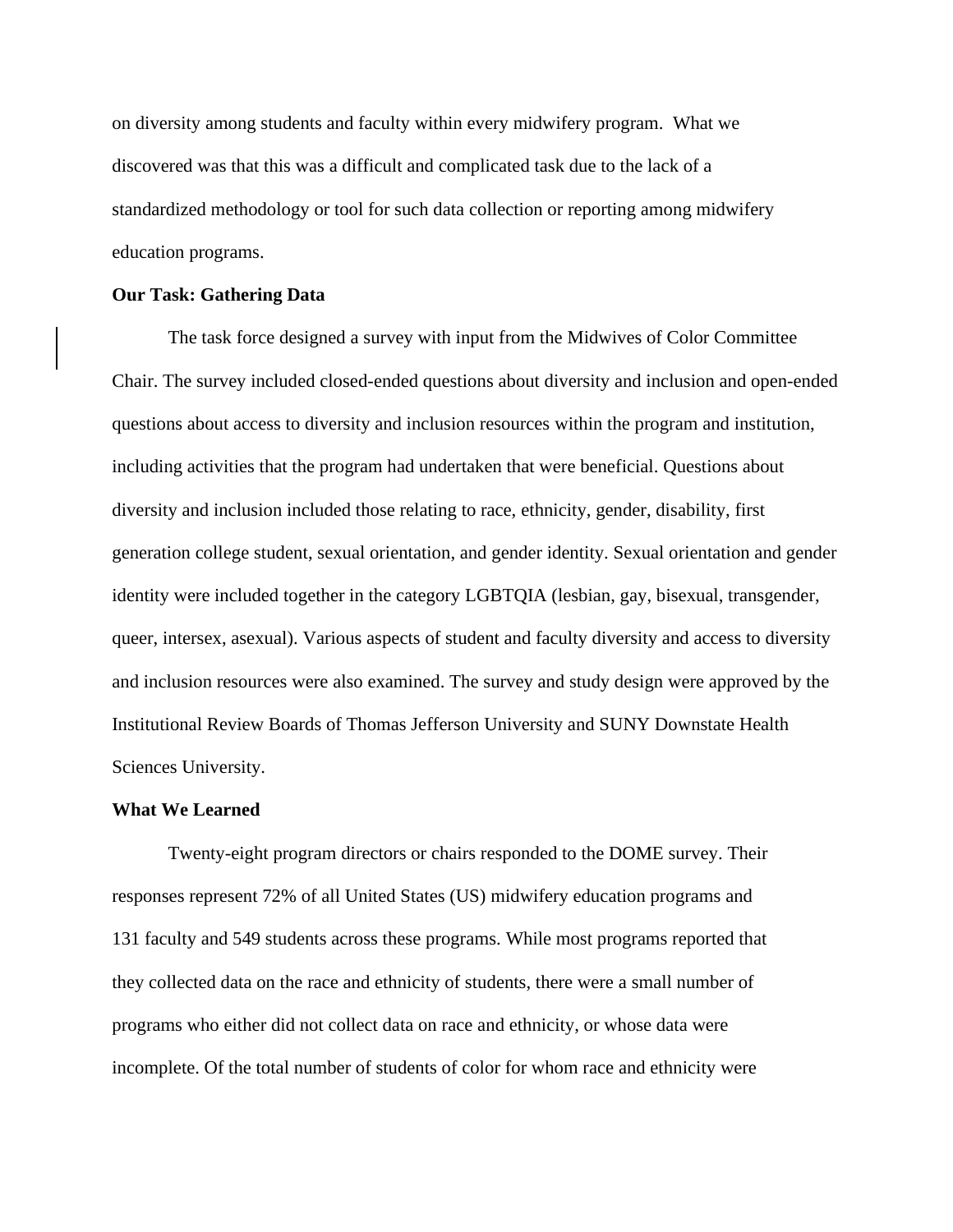on diversity among students and faculty within every midwifery program. What we discovered was that this was a difficult and complicated task due to the lack of a standardized methodology or tool for such data collection or reporting among midwifery education programs.

**Our Task: Gathering Data**

The task force designed a survey with input from the Midwives of Color Committee Chair. The survey included closed-ended questions about diversity and inclusion and open-ended questions about access to diversity and inclusion resources within the program and institution, including activities that the program had undertaken that were beneficial. Questions about diversity and inclusion included those relating to race, ethnicity, gender, disability, first generation college student, sexual orientation, and gender identity. Sexual orientation and gender identity were included together in the category LGBTQIA (lesbian, gay, bisexual, transgender, queer, intersex, asexual). Various aspects of student and faculty diversity and access to diversity and inclusion resources were also examined. The survey and study design were approved by the Institutional Review Boards of Thomas Jefferson University and SUNY Downstate Health Sciences University.

**What We Learned**

Twenty-eight program directors or chairs responded to the DOME survey. Their responses represent 72% of all United States (US) midwifery education programs and 131 faculty and 549 students across these programs. While most programs reported that they collected data on the race and ethnicity of students, there were a small number of programs who either did not collect data on race and ethnicity, or whose data were incomplete. Of the total number of students of color for whom race and ethnicity were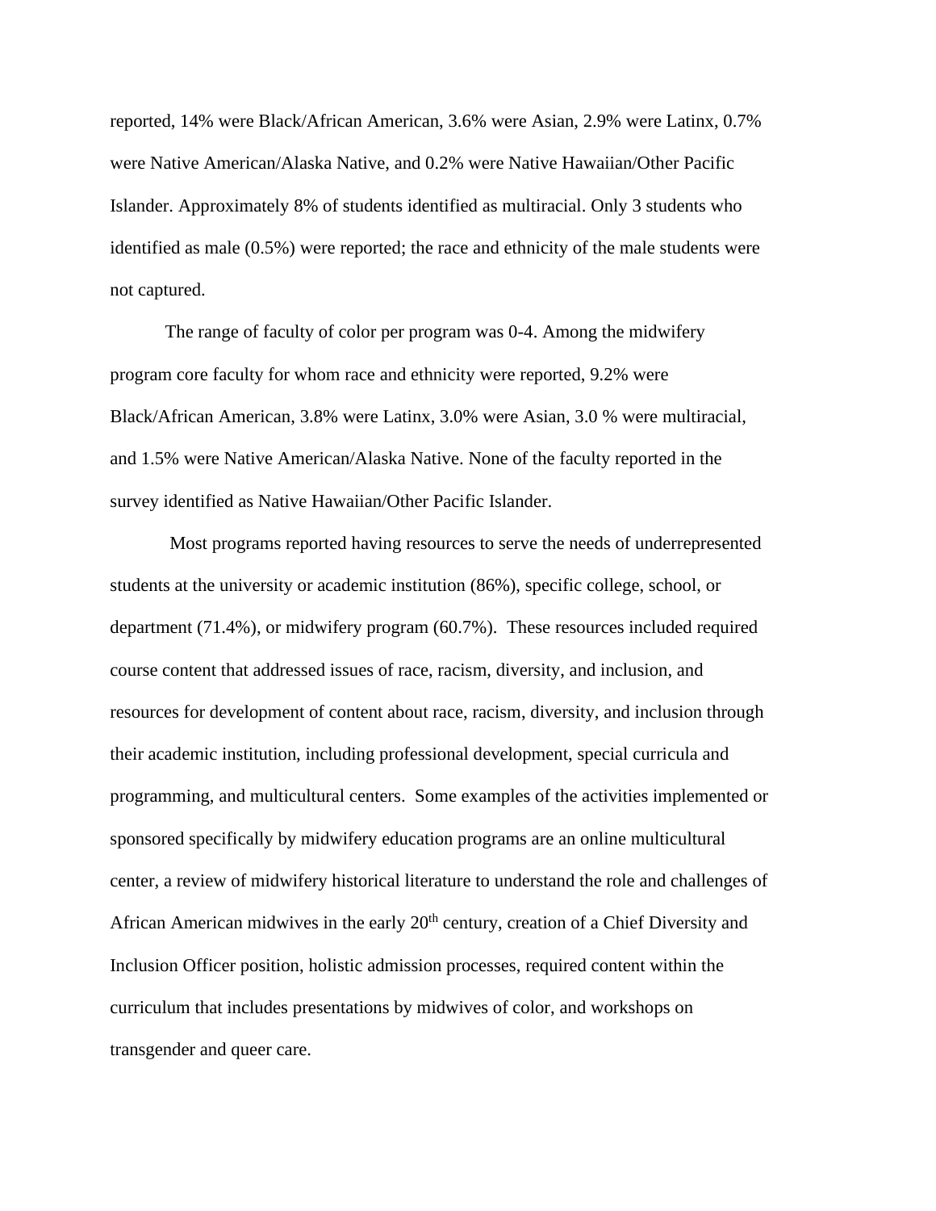reported, 14% were Black/African American, 3.6% were Asian, 2.9% were Latinx, 0.7% were Native American/Alaska Native, and 0.2% were Native Hawaiian/Other Pacific Islander. Approximately 8% of students identified as multiracial. Only 3 students who identified as male (0.5%) were reported; the race and ethnicity of the male students were not captured.

The range of faculty of color per program was 0-4. Among the midwifery program core faculty for whom race and ethnicity were reported, 9.2% were Black/African American, 3.8% were Latinx, 3.0% were Asian, 3.0 % were multiracial, and 1.5% were Native American/Alaska Native. None of the faculty reported in the survey identified as Native Hawaiian/Other Pacific Islander.

Most programs reported having resources to serve the needs of underrepresented students at the university or academic institution (86%), specific college, school, or department (71.4%), or midwifery program (60.7%). These resources included required course content that addressed issues of race, racism, diversity, and inclusion, and resources for development of content about race, racism, diversity, and inclusion through their academic institution, including professional development, special curricula and programming, and multicultural centers. Some examples of the activities implemented or sponsored specifically by midwifery education programs are an online multicultural center, a review of midwifery historical literature to understand the role and challenges of African American midwives in the early 20th century, creation of a Chief Diversity and Inclusion Officer position, holistic admission processes, required content within the curriculum that includes presentations by midwives of color, and workshops on transgender and queer care.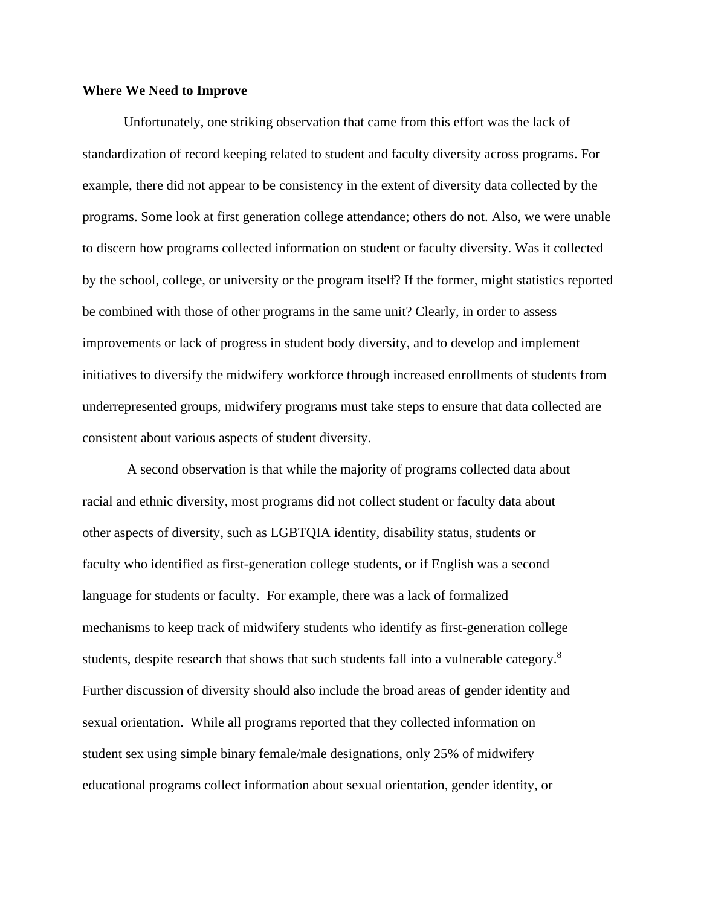**Where We Need to Improve**

Unfortunately, one striking observation that came from this effort was the lack of standardization of record keeping related to student and faculty diversity across programs. For example, there did not appear to be consistency in the extent of diversity data collected by the programs. Some look at first generation college attendance; others do not. Also, we were unable to discern how programs collected information on student or faculty diversity. Was it collected by the school, college, or university or the program itself? If the former, might statistics reported be combined with those of other programs in the same unit? Clearly, in order to assess improvements or lack of progress in student body diversity, and to develop and implement initiatives to diversify the midwifery workforce through increased enrollments of students from underrepresented groups, midwifery programs must take steps to ensure that data collected are consistent about various aspects of student diversity.

A second observation is that while the majority of programs collected data about racial and ethnic diversity, most programs did not collect student or faculty data about other aspects of diversity, such as LGBTQIA identity, disability status, students or faculty who identified as first-generation college students, or if English was a second language for students or faculty. For example, there was a lack of formalized mechanisms to keep track of midwifery students who identify as first-generation college students, despite research that shows that such students fall into a vulnerable category.[8] Further discussion of diversity should also include the broad areas of gender identity and sexual orientation. While all programs reported that they collected information on student sex using simple binary female/male designations, only 25% of midwifery educational programs collect information about sexual orientation, gender identity, or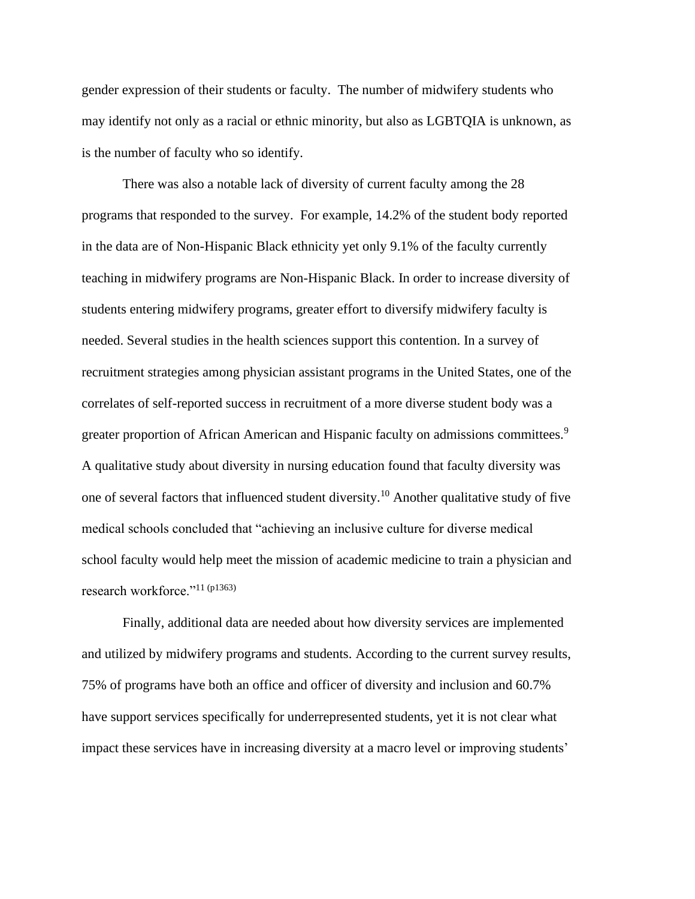gender expression of their students or faculty. The number of midwifery students who may identify not only as a racial or ethnic minority, but also as LGBTQIA is unknown, as is the number of faculty who so identify.

There was also a notable lack of diversity of current faculty among the 28 programs that responded to the survey. For example, 14.2% of the student body reported in the data are of Non-Hispanic Black ethnicity yet only 9.1% of the faculty currently teaching in midwifery programs are Non-Hispanic Black. In order to increase diversity of students entering midwifery programs, greater effort to diversify midwifery faculty is needed. Several studies in the health sciences support this contention. In a survey of recruitment strategies among physician assistant programs in the United States, one of the correlates of self-reported success in recruitment of a more diverse student body was a greater proportion of African American and Hispanic faculty on admissions committees.[9] A qualitative study about diversity in nursing education found that faculty diversity was one of several factors that influenced student diversity.[10] Another qualitative study of five medical schools concluded that "achieving an inclusive culture for diverse medical school faculty would help meet the mission of academic medicine to train a physician and research workforce."[11 (p1363)]

Finally, additional data are needed about how diversity services are implemented and utilized by midwifery programs and students. According to the current survey results, 75% of programs have both an office and officer of diversity and inclusion and 60.7% have support services specifically for underrepresented students, yet it is not clear what impact these services have in increasing diversity at a macro level or improving students'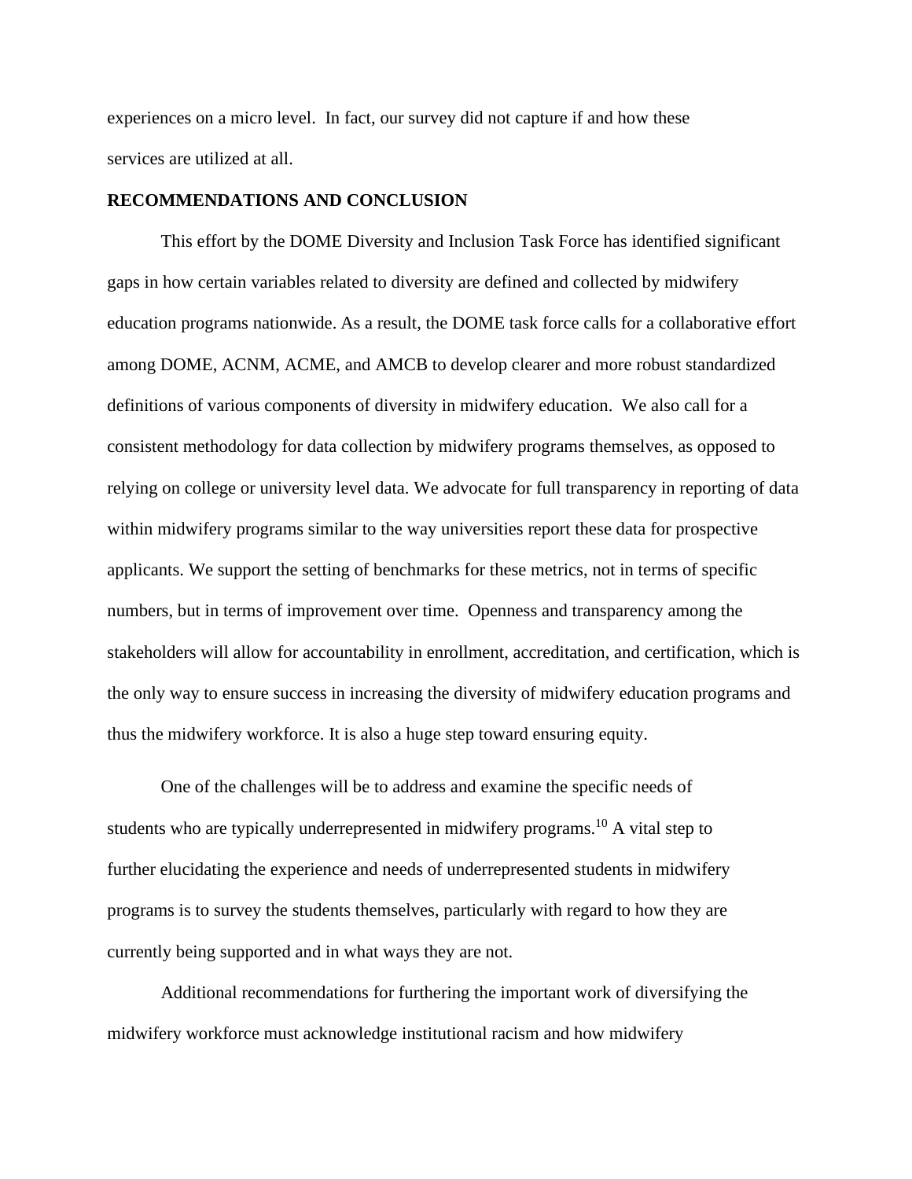experiences on a micro level. In fact, our survey did not capture if and how these services are utilized at all.

## RECOMMENDATIONS AND CONCLUSION

This effort by the DOME Diversity and Inclusion Task Force has identified significant gaps in how certain variables related to diversity are defined and collected by midwifery education programs nationwide. As a result, the DOME task force calls for a collaborative effort among DOME, ACNM, ACME, and AMCB to develop clearer and more robust standardized definitions of various components of diversity in midwifery education. We also call for a consistent methodology for data collection by midwifery programs themselves, as opposed to relying on college or university level data. We advocate for full transparency in reporting of data within midwifery programs similar to the way universities report these data for prospective applicants. We support the setting of benchmarks for these metrics, not in terms of specific numbers, but in terms of improvement over time. Openness and transparency among the stakeholders will allow for accountability in enrollment, accreditation, and certification, which is the only way to ensure success in increasing the diversity of midwifery education programs and thus the midwifery workforce. It is also a huge step toward ensuring equity.

One of the challenges will be to address and examine the specific needs of students who are typically underrepresented in midwifery programs.[10] A vital step to further elucidating the experience and needs of underrepresented students in midwifery programs is to survey the students themselves, particularly with regard to how they are currently being supported and in what ways they are not.

Additional recommendations for furthering the important work of diversifying the midwifery workforce must acknowledge institutional racism and how midwifery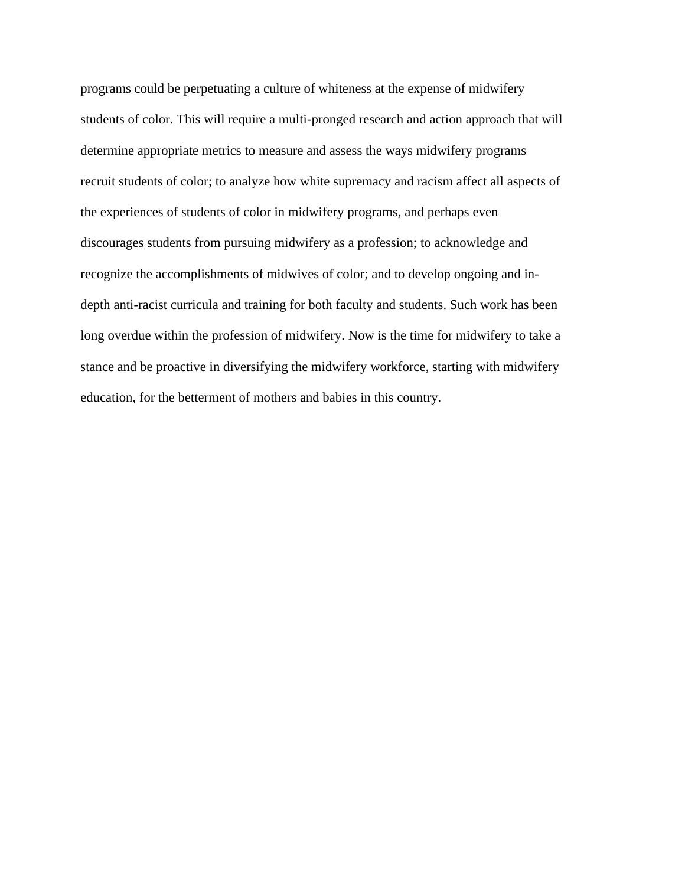programs could be perpetuating a culture of whiteness at the expense of midwifery students of color. This will require a multi-pronged research and action approach that will determine appropriate metrics to measure and assess the ways midwifery programs recruit students of color; to analyze how white supremacy and racism affect all aspects of the experiences of students of color in midwifery programs, and perhaps even discourages students from pursuing midwifery as a profession; to acknowledge and recognize the accomplishments of midwives of color; and to develop ongoing and in-depth anti-racist curricula and training for both faculty and students. Such work has been long overdue within the profession of midwifery. Now is the time for midwifery to take a stance and be proactive in diversifying the midwifery workforce, starting with midwifery education, for the betterment of mothers and babies in this country.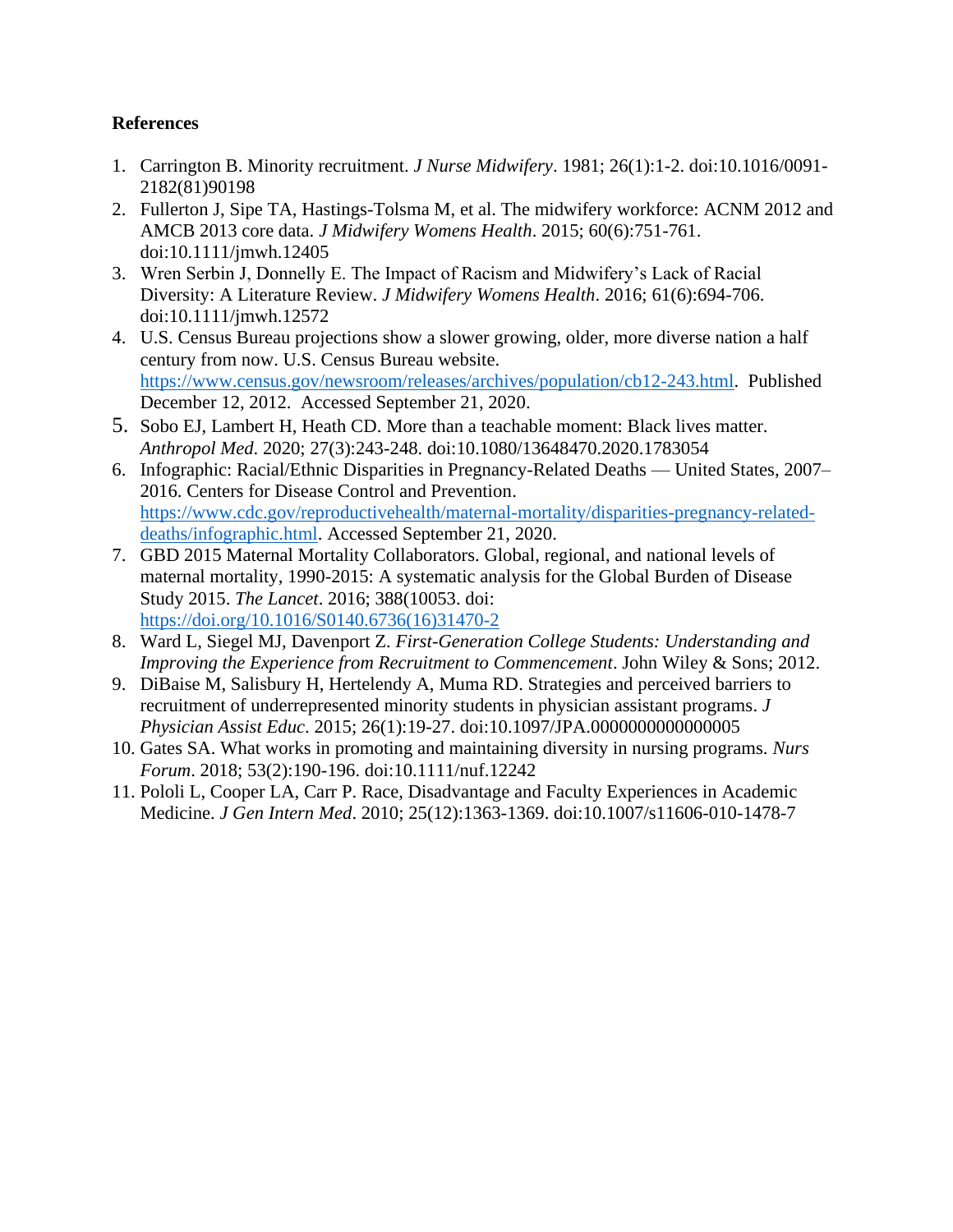**References**

1. Carrington B. Minority recruitment. *J Nurse Midwifery*. 1981; 26(1):1-2. doi:10.1016/0091-2182(81)90198
2. Fullerton J, Sipe TA, Hastings-Tolsma M, et al. The midwifery workforce: ACNM 2012 and AMCB 2013 core data. *J Midwifery Womens Health*. 2015; 60(6):751-761. doi:10.1111/jmwh.12405
3. Wren Serbin J, Donnelly E. The Impact of Racism and Midwifery's Lack of Racial Diversity: A Literature Review. *J Midwifery Womens Health*. 2016; 61(6):694-706. doi:10.1111/jmwh.12572
4. U.S. Census Bureau projections show a slower growing, older, more diverse nation a half century from now. U.S. Census Bureau website. https://www.census.gov/newsroom/releases/archives/population/cb12-243.html. Published December 12, 2012. Accessed September 21, 2020.
5. Sobo EJ, Lambert H, Heath CD. More than a teachable moment: Black lives matter. *Anthropol Med*. 2020; 27(3):243-248. doi:10.1080/13648470.2020.1783054
6. Infographic: Racial/Ethnic Disparities in Pregnancy-Related Deaths — United States, 2007–2016. Centers for Disease Control and Prevention. https://www.cdc.gov/reproductivehealth/maternal-mortality/disparities-pregnancy-related-deaths/infographic.html. Accessed September 21, 2020.
7. GBD 2015 Maternal Mortality Collaborators. Global, regional, and national levels of maternal mortality, 1990-2015: A systematic analysis for the Global Burden of Disease Study 2015. *The Lancet*. 2016; 388(10053. doi: https://doi.org/10.1016/S0140.6736(16)31470-2
8. Ward L, Siegel MJ, Davenport Z. *First-Generation College Students: Understanding and Improving the Experience from Recruitment to Commencement*. John Wiley & Sons; 2012.
9. DiBaise M, Salisbury H, Hertelendy A, Muma RD. Strategies and perceived barriers to recruitment of underrepresented minority students in physician assistant programs. *J Physician Assist Educ*. 2015; 26(1):19-27. doi:10.1097/JPA.0000000000000005
10. Gates SA. What works in promoting and maintaining diversity in nursing programs. *Nurs Forum*. 2018; 53(2):190-196. doi:10.1111/nuf.12242
11. Pololi L, Cooper LA, Carr P. Race, Disadvantage and Faculty Experiences in Academic Medicine. *J Gen Intern Med*. 2010; 25(12):1363-1369. doi:10.1007/s11606-010-1478-7